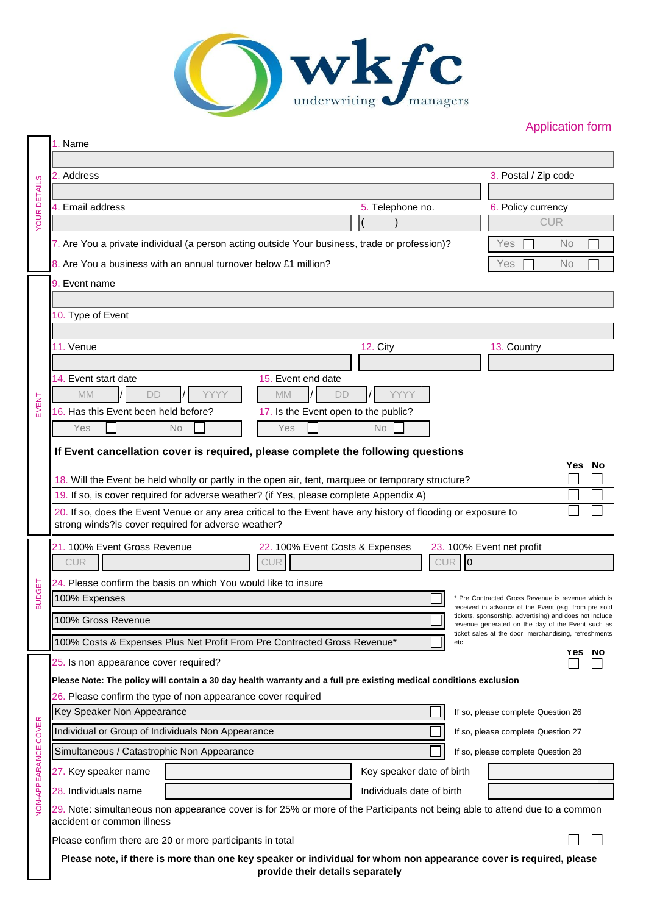wkfc underwriting managers

## Application form

**YOUR DETAILS**

1. Name

2. Address

3. Postal / Zip code

4. Email address

5. Telephone no. ( )

6. Policy currency CUR

7. Are You a private individual (a person acting outside Your business, trade or profession)? Yes ☐ No ☐

8. Are You a business with an annual turnover below £1 million? Yes ☐ No ☐

**EVENT**

9. Event name

10. Type of Event

11. Venue

12. City

13. Country

14. Event start date MM / DD / YYYY

15. Event end date MM / DD / YYYY

16. Has this Event been held before? Yes ☐ No ☐

17. Is the Event open to the public? Yes ☐ No ☐

**If Event cancellation cover is required, please complete the following questions**

| | Yes | No |
|---|---|---|
| 18. Will the Event be held wholly or partly in the open air, tent, marquee or temporary structure? | ☐ | ☐ |
| 19. If so, is cover required for adverse weather? (if Yes, please complete Appendix A) | ☐ | ☐ |
| 20. If so, does the Event Venue or any area critical to the Event have any history of flooding or exposure to strong winds?is cover required for adverse weather? | ☐ | ☐ |

**BUDGET**

21. 100% Event Gross Revenue CUR

22. 100% Event Costs & Expenses CUR

23. 100% Event net profit CUR 0

24. Please confirm the basis on which You would like to insure

- 100% Expenses ☐
- 100% Gross Revenue ☐
- 100% Costs & Expenses Plus Net Profit From Pre Contracted Gross Revenue* ☐

\* Pre Contracted Gross Revenue is revenue which is received in advance of the Event (e.g. from pre sold tickets, sponsorship, advertising) and does not include revenue generated on the day of the Event such as ticket sales at the door, merchandising, refreshments etc

**NON-APPEARANCE COVER**

| | Yes | No |
|---|---|---|
| 25. Is non appearance cover required? | ☐ | ☐ |

**Please Note: The policy will contain a 30 day health warranty and a full pre existing medical conditions exclusion**

26. Please confirm the type of non appearance cover required

- Key Speaker Non Appearance ☐ — If so, please complete Question 26
- Individual or Group of Individuals Non Appearance ☐ — If so, please complete Question 27
- Simultaneous / Catastrophic Non Appearance ☐ — If so, please complete Question 28

27. Key speaker name — Key speaker date of birth

28. Individuals name — Individuals date of birth

29. Note: simultaneous non appearance cover is for 25% or more of the Participants not being able to attend due to a common accident or common illness

Please confirm there are 20 or more participants in total ☐ ☐

**Please note, if there is more than one key speaker or individual for whom non appearance cover is required, please provide their details separately**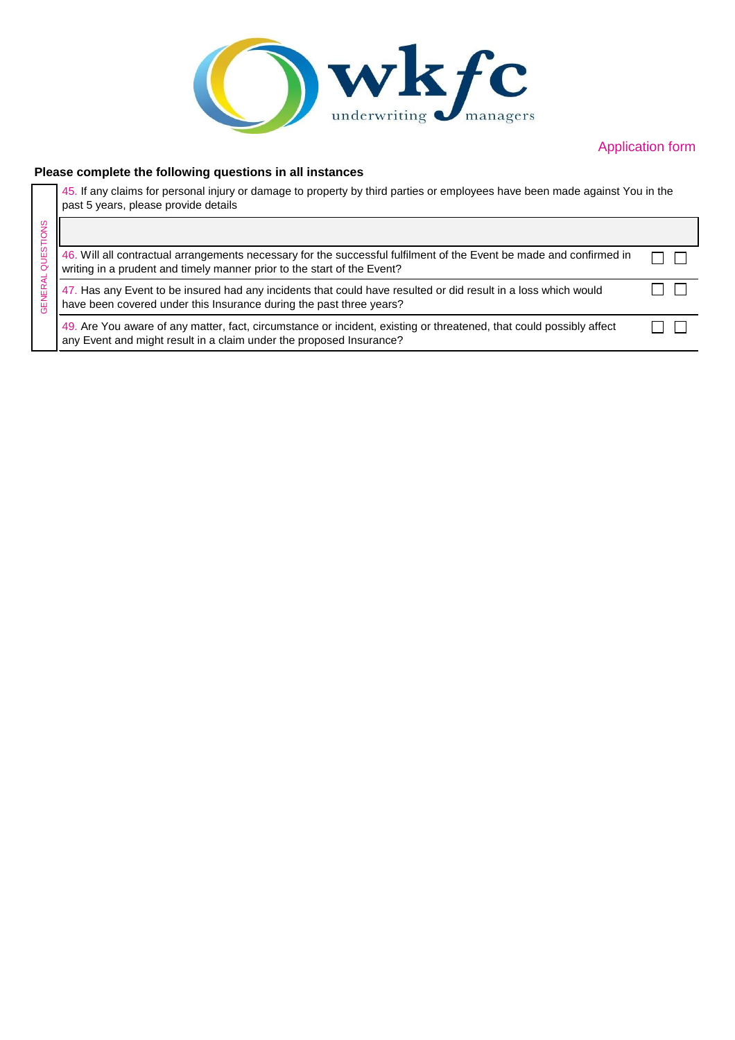Application form

**Please complete the following questions in all instances**

GENERAL QUESTIONS

45. If any claims for personal injury or damage to property by third parties or employees have been made against You in the past 5 years, please provide details

| | | |
|---|---|---|
| 46. Will all contractual arrangements necessary for the successful fulfilment of the Event be made and confirmed in writing in a prudent and timely manner prior to the start of the Event? | ☐ | ☐ |
| 47. Has any Event to be insured had any incidents that could have resulted or did result in a loss which would have been covered under this Insurance during the past three years? | ☐ | ☐ |
| 49. Are You aware of any matter, fact, circumstance or incident, existing or threatened, that could possibly affect any Event and might result in a claim under the proposed Insurance? | ☐ | ☐ |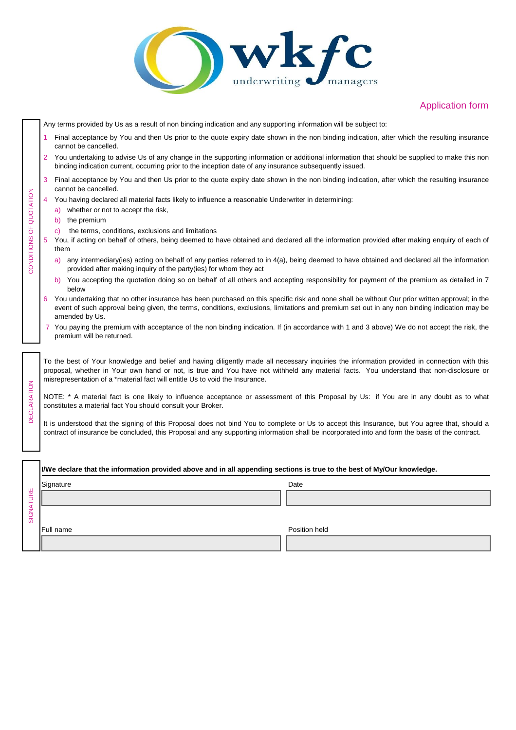wkfc underwriting managers

## Application form

### CONDITIONS OF QUOTATION

Any terms provided by Us as a result of non binding indication and any supporting information will be subject to:

1. Final acceptance by You and then Us prior to the quote expiry date shown in the non binding indication, after which the resulting insurance cannot be cancelled.
2. You undertaking to advise Us of any change in the supporting information or additional information that should be supplied to make this non binding indication current, occurring prior to the inception date of any insurance subsequently issued.
3. Final acceptance by You and then Us prior to the quote expiry date shown in the non binding indication, after which the resulting insurance cannot be cancelled.
4. You having declared all material facts likely to influence a reasonable Underwriter in determining:
   a) whether or not to accept the risk,
   b) the premium
   c) the terms, conditions, exclusions and limitations
5. You, if acting on behalf of others, being deemed to have obtained and declared all the information provided after making enquiry of each of them
   a) any intermediary(ies) acting on behalf of any parties referred to in 4(a), being deemed to have obtained and declared all the information provided after making inquiry of the party(ies) for whom they act
   b) You accepting the quotation doing so on behalf of all others and accepting responsibility for payment of the premium as detailed in 7 below
6. You undertaking that no other insurance has been purchased on this specific risk and none shall be without Our prior written approval; in the event of such approval being given, the terms, conditions, exclusions, limitations and premium set out in any non binding indication may be amended by Us.
7. You paying the premium with acceptance of the non binding indication. If (in accordance with 1 and 3 above) We do not accept the risk, the premium will be returned.

### DECLARATION

To the best of Your knowledge and belief and having diligently made all necessary inquiries the information provided in connection with this proposal, whether in Your own hand or not, is true and You have not withheld any material facts. You understand that non-disclosure or misrepresentation of a *material fact will entitle Us to void the Insurance.

NOTE: * A material fact is one likely to influence acceptance or assessment of this Proposal by Us: if You are in any doubt as to what constitutes a material fact You should consult your Broker.

It is understood that the signing of this Proposal does not bind You to complete or Us to accept this Insurance, but You agree that, should a contract of insurance be concluded, this Proposal and any supporting information shall be incorporated into and form the basis of the contract.

### SIGNATURE

**I/We declare that the information provided above and in all appending sections is true to the best of My/Our knowledge.**

| Signature | Date |
|---|---|
| | |

| Full name | Position held |
|---|---|
| | |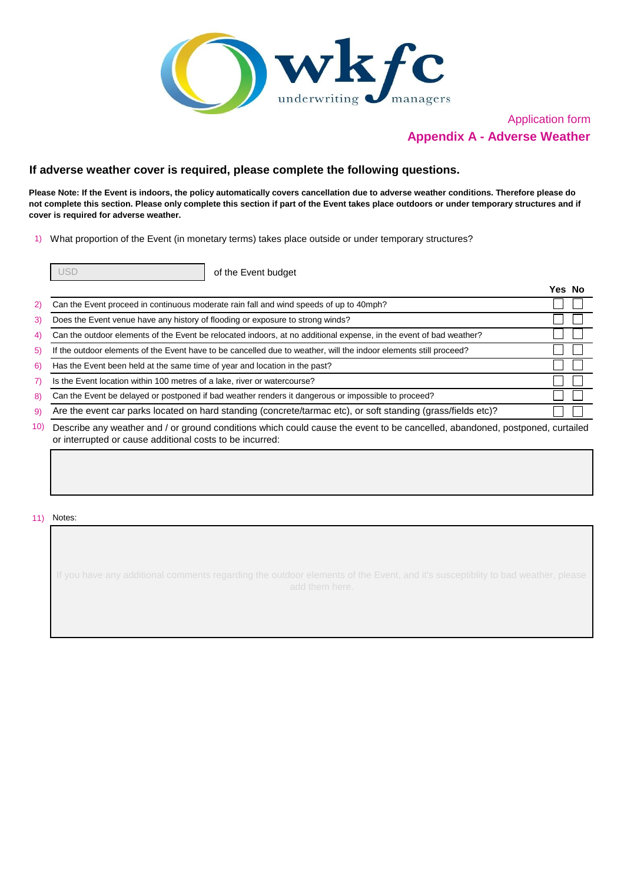wkfc underwriting managers

Application form

## Appendix A - Adverse Weather

### If adverse weather cover is required, please complete the following questions.

**Please Note: If the Event is indoors, the policy automatically covers cancellation due to adverse weather conditions. Therefore please do not complete this section. Please only complete this section if part of the Event takes place outdoors or under temporary structures and if cover is required for adverse weather.**

1) What proportion of the Event (in monetary terms) takes place outside or under temporary structures?

USD ______ of the Event budget

| | | Yes | No |
|---|---|---|---|
| 2) | Can the Event proceed in continuous moderate rain fall and wind speeds of up to 40mph? | ☐ | ☐ |
| 3) | Does the Event venue have any history of flooding or exposure to strong winds? | ☐ | ☐ |
| 4) | Can the outdoor elements of the Event be relocated indoors, at no additional expense, in the event of bad weather? | ☐ | ☐ |
| 5) | If the outdoor elements of the Event have to be cancelled due to weather, will the indoor elements still proceed? | ☐ | ☐ |
| 6) | Has the Event been held at the same time of year and location in the past? | ☐ | ☐ |
| 7) | Is the Event location within 100 metres of a lake, river or watercourse? | ☐ | ☐ |
| 8) | Can the Event be delayed or postponed if bad weather renders it dangerous or impossible to proceed? | ☐ | ☐ |
| 9) | Are the event car parks located on hard standing (concrete/tarmac etc), or soft standing (grass/fields etc)? | ☐ | ☐ |

10) Describe any weather and / or ground conditions which could cause the event to be cancelled, abandoned, postponed, curtailed or interrupted or cause additional costs to be incurred:

11) Notes:

If you have any additional comments regarding the outdoor elements of the Event, and it's susceptiblity to bad weather, please add them here.